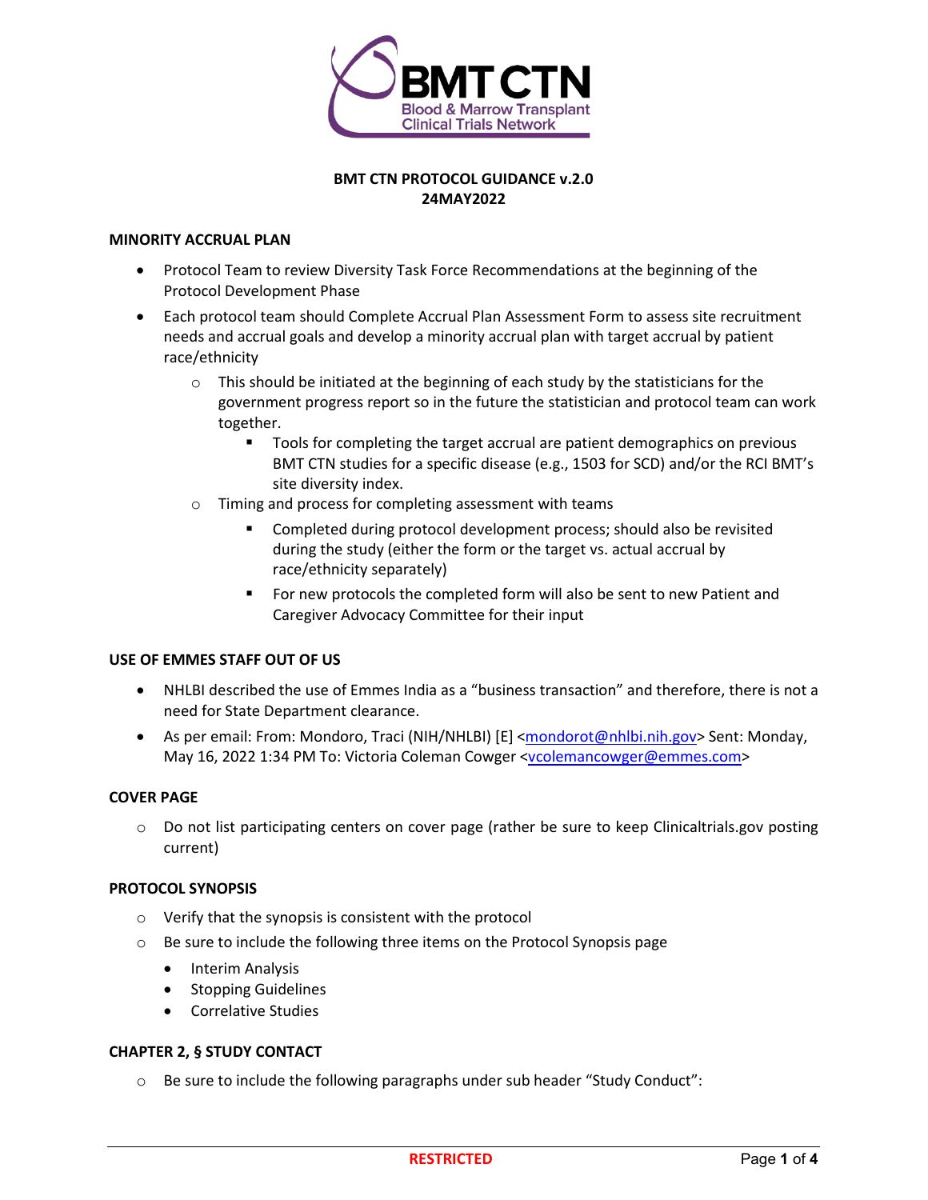**BMT CTN PROTOCOL GUIDANCE v.2.0**
**24MAY2022**

## MINORITY ACCRUAL PLAN

- Protocol Team to review Diversity Task Force Recommendations at the beginning of the Protocol Development Phase
- Each protocol team should Complete Accrual Plan Assessment Form to assess site recruitment needs and accrual goals and develop a minority accrual plan with target accrual by patient race/ethnicity
  - This should be initiated at the beginning of each study by the statisticians for the government progress report so in the future the statistician and protocol team can work together.
    - Tools for completing the target accrual are patient demographics on previous BMT CTN studies for a specific disease (e.g., 1503 for SCD) and/or the RCI BMT's site diversity index.
  - Timing and process for completing assessment with teams
    - Completed during protocol development process; should also be revisited during the study (either the form or the target vs. actual accrual by race/ethnicity separately)
    - For new protocols the completed form will also be sent to new Patient and Caregiver Advocacy Committee for their input

## USE OF EMMES STAFF OUT OF US

- NHLBI described the use of Emmes India as a "business transaction" and therefore, there is not a need for State Department clearance.
- As per email: From: Mondoro, Traci (NIH/NHLBI) [E] <mondorot@nhlbi.nih.gov> Sent: Monday, May 16, 2022 1:34 PM To: Victoria Coleman Cowger <vcolemancowger@emmes.com>

## COVER PAGE

- Do not list participating centers on cover page (rather be sure to keep Clinicaltrials.gov posting current)

## PROTOCOL SYNOPSIS

- Verify that the synopsis is consistent with the protocol
- Be sure to include the following three items on the Protocol Synopsis page
  - Interim Analysis
  - Stopping Guidelines
  - Correlative Studies

## CHAPTER 2, § STUDY CONTACT

- Be sure to include the following paragraphs under sub header "Study Conduct":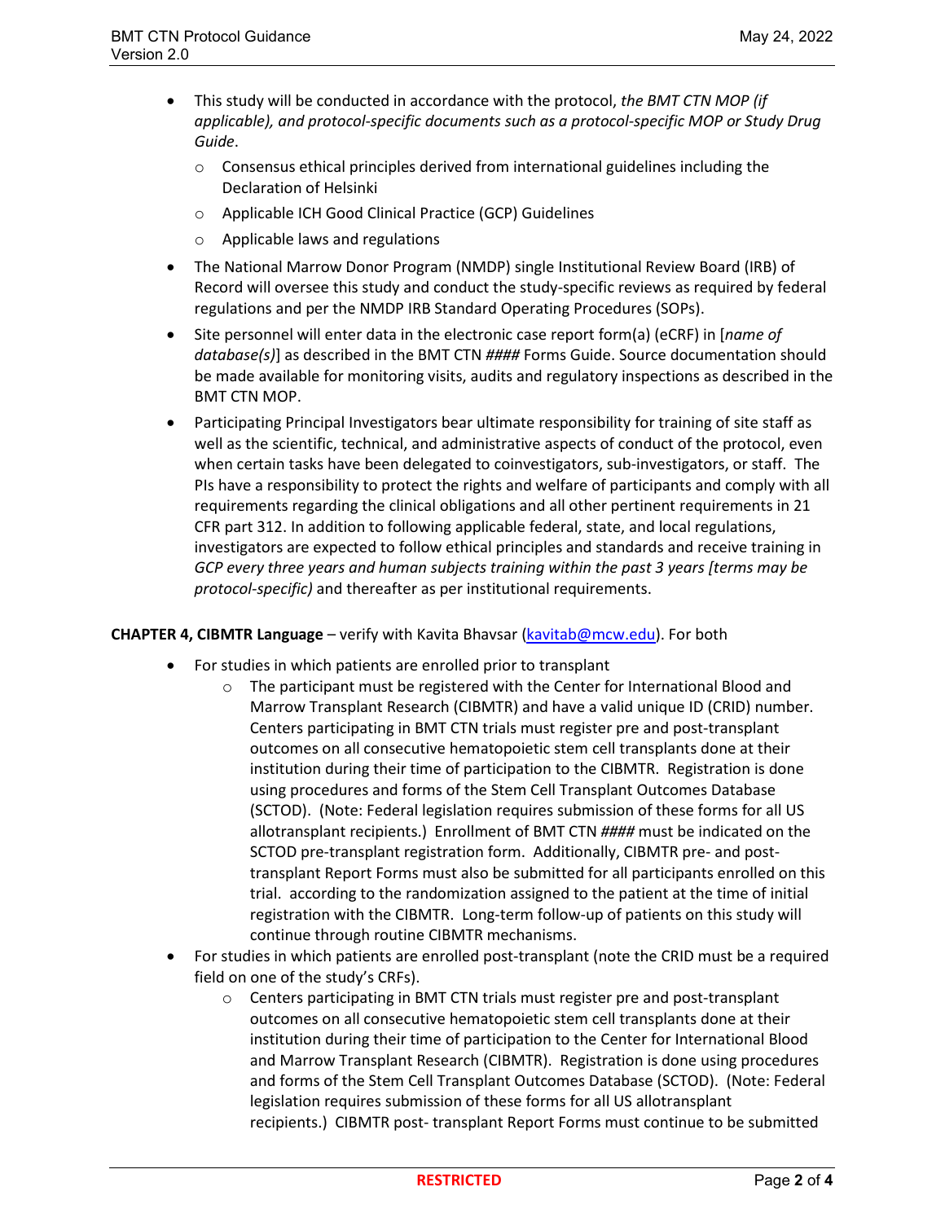- This study will be conducted in accordance with the protocol, *the BMT CTN MOP (if applicable), and protocol-specific documents such as a protocol-specific MOP or Study Drug Guide*.
  - Consensus ethical principles derived from international guidelines including the Declaration of Helsinki
  - Applicable ICH Good Clinical Practice (GCP) Guidelines
  - Applicable laws and regulations
- The National Marrow Donor Program (NMDP) single Institutional Review Board (IRB) of Record will oversee this study and conduct the study-specific reviews as required by federal regulations and per the NMDP IRB Standard Operating Procedures (SOPs).
- Site personnel will enter data in the electronic case report form(a) (eCRF) in [*name of database(s)*] as described in the BMT CTN *####* Forms Guide. Source documentation should be made available for monitoring visits, audits and regulatory inspections as described in the BMT CTN MOP.
- Participating Principal Investigators bear ultimate responsibility for training of site staff as well as the scientific, technical, and administrative aspects of conduct of the protocol, even when certain tasks have been delegated to coinvestigators, sub-investigators, or staff. The PIs have a responsibility to protect the rights and welfare of participants and comply with all requirements regarding the clinical obligations and all other pertinent requirements in 21 CFR part 312. In addition to following applicable federal, state, and local regulations, investigators are expected to follow ethical principles and standards and receive training in *GCP every three years and human subjects training within the past 3 years [terms may be protocol-specific)* and thereafter as per institutional requirements.

**CHAPTER 4, CIBMTR Language** – verify with Kavita Bhavsar (kavitab@mcw.edu). For both

- For studies in which patients are enrolled prior to transplant
  - The participant must be registered with the Center for International Blood and Marrow Transplant Research (CIBMTR) and have a valid unique ID (CRID) number. Centers participating in BMT CTN trials must register pre and post-transplant outcomes on all consecutive hematopoietic stem cell transplants done at their institution during their time of participation to the CIBMTR. Registration is done using procedures and forms of the Stem Cell Transplant Outcomes Database (SCTOD). (Note: Federal legislation requires submission of these forms for all US allotransplant recipients.) Enrollment of BMT CTN *####* must be indicated on the SCTOD pre-transplant registration form. Additionally, CIBMTR pre- and post-transplant Report Forms must also be submitted for all participants enrolled on this trial. according to the randomization assigned to the patient at the time of initial registration with the CIBMTR. Long-term follow-up of patients on this study will continue through routine CIBMTR mechanisms.
- For studies in which patients are enrolled post-transplant (note the CRID must be a required field on one of the study's CRFs).
  - Centers participating in BMT CTN trials must register pre and post-transplant outcomes on all consecutive hematopoietic stem cell transplants done at their institution during their time of participation to the Center for International Blood and Marrow Transplant Research (CIBMTR). Registration is done using procedures and forms of the Stem Cell Transplant Outcomes Database (SCTOD). (Note: Federal legislation requires submission of these forms for all US allotransplant recipients.) CIBMTR post- transplant Report Forms must continue to be submitted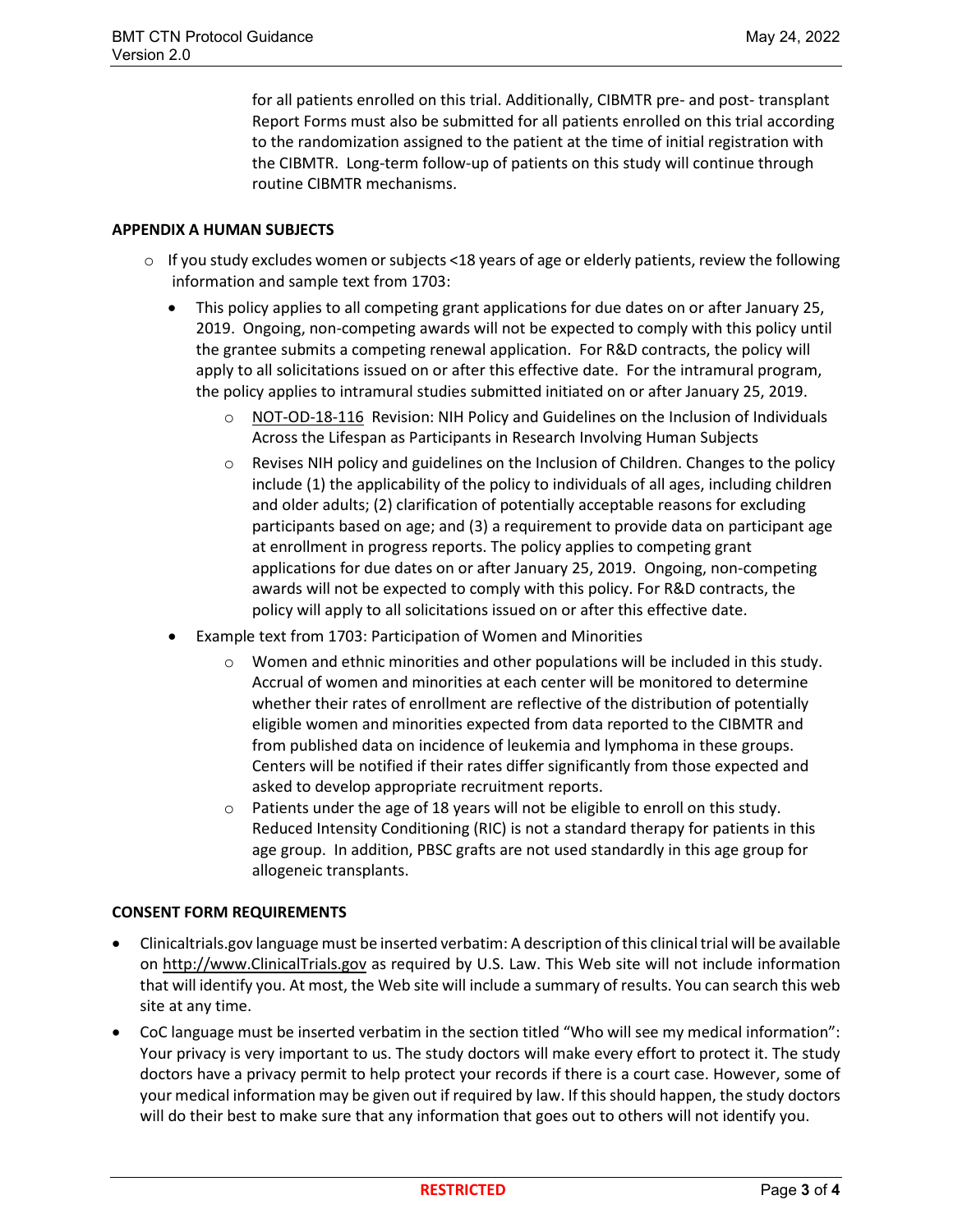for all patients enrolled on this trial. Additionally, CIBMTR pre- and post- transplant Report Forms must also be submitted for all patients enrolled on this trial according to the randomization assigned to the patient at the time of initial registration with the CIBMTR. Long-term follow-up of patients on this study will continue through routine CIBMTR mechanisms.

**APPENDIX A HUMAN SUBJECTS**

- If you study excludes women or subjects <18 years of age or elderly patients, review the following information and sample text from 1703:
  - This policy applies to all competing grant applications for due dates on or after January 25, 2019. Ongoing, non-competing awards will not be expected to comply with this policy until the grantee submits a competing renewal application. For R&D contracts, the policy will apply to all solicitations issued on or after this effective date. For the intramural program, the policy applies to intramural studies submitted initiated on or after January 25, 2019.
    - NOT-OD-18-116 Revision: NIH Policy and Guidelines on the Inclusion of Individuals Across the Lifespan as Participants in Research Involving Human Subjects
    - Revises NIH policy and guidelines on the Inclusion of Children. Changes to the policy include (1) the applicability of the policy to individuals of all ages, including children and older adults; (2) clarification of potentially acceptable reasons for excluding participants based on age; and (3) a requirement to provide data on participant age at enrollment in progress reports. The policy applies to competing grant applications for due dates on or after January 25, 2019. Ongoing, non-competing awards will not be expected to comply with this policy. For R&D contracts, the policy will apply to all solicitations issued on or after this effective date.
  - Example text from 1703: Participation of Women and Minorities
    - Women and ethnic minorities and other populations will be included in this study. Accrual of women and minorities at each center will be monitored to determine whether their rates of enrollment are reflective of the distribution of potentially eligible women and minorities expected from data reported to the CIBMTR and from published data on incidence of leukemia and lymphoma in these groups. Centers will be notified if their rates differ significantly from those expected and asked to develop appropriate recruitment reports.
    - Patients under the age of 18 years will not be eligible to enroll on this study. Reduced Intensity Conditioning (RIC) is not a standard therapy for patients in this age group. In addition, PBSC grafts are not used standardly in this age group for allogeneic transplants.

**CONSENT FORM REQUIREMENTS**

- Clinicaltrials.gov language must be inserted verbatim: A description of this clinical trial will be available on http://www.ClinicalTrials.gov as required by U.S. Law. This Web site will not include information that will identify you. At most, the Web site will include a summary of results. You can search this web site at any time.
- CoC language must be inserted verbatim in the section titled "Who will see my medical information": Your privacy is very important to us. The study doctors will make every effort to protect it. The study doctors have a privacy permit to help protect your records if there is a court case. However, some of your medical information may be given out if required by law. If this should happen, the study doctors will do their best to make sure that any information that goes out to others will not identify you.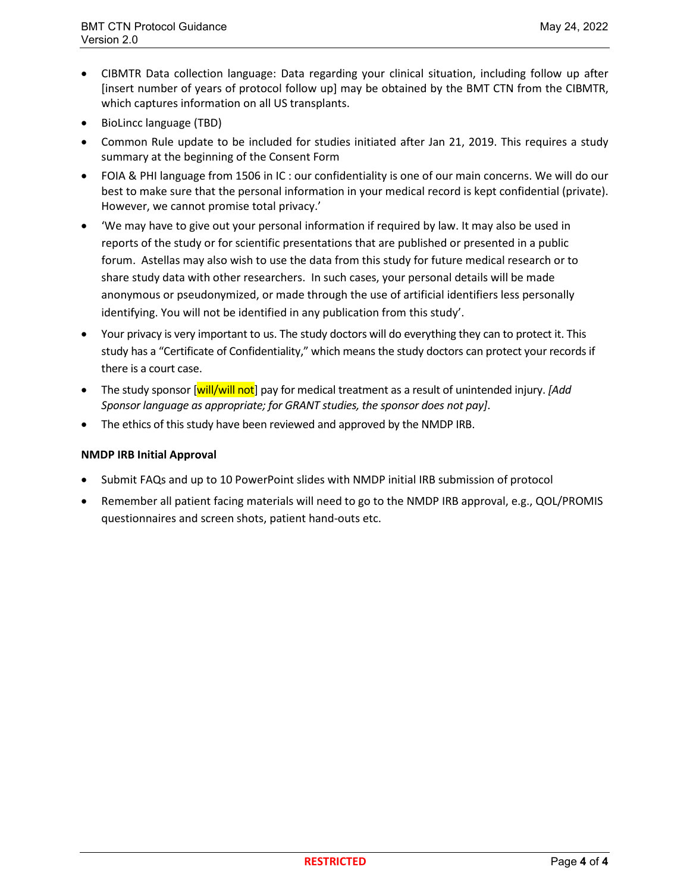- CIBMTR Data collection language: Data regarding your clinical situation, including follow up after [insert number of years of protocol follow up] may be obtained by the BMT CTN from the CIBMTR, which captures information on all US transplants.
- BioLincc language (TBD)
- Common Rule update to be included for studies initiated after Jan 21, 2019. This requires a study summary at the beginning of the Consent Form
- FOIA & PHI language from 1506 in IC : our confidentiality is one of our main concerns. We will do our best to make sure that the personal information in your medical record is kept confidential (private). However, we cannot promise total privacy.'
- 'We may have to give out your personal information if required by law. It may also be used in reports of the study or for scientific presentations that are published or presented in a public forum. Astellas may also wish to use the data from this study for future medical research or to share study data with other researchers. In such cases, your personal details will be made anonymous or pseudonymized, or made through the use of artificial identifiers less personally identifying. You will not be identified in any publication from this study'.
- Your privacy is very important to us. The study doctors will do everything they can to protect it. This study has a "Certificate of Confidentiality," which means the study doctors can protect your records if there is a court case.
- The study sponsor [will/will not] pay for medical treatment as a result of unintended injury. *[Add Sponsor language as appropriate; for GRANT studies, the sponsor does not pay]*.
- The ethics of this study have been reviewed and approved by the NMDP IRB.

**NMDP IRB Initial Approval**

- Submit FAQs and up to 10 PowerPoint slides with NMDP initial IRB submission of protocol
- Remember all patient facing materials will need to go to the NMDP IRB approval, e.g., QOL/PROMIS questionnaires and screen shots, patient hand-outs etc.

**RESTRICTED**